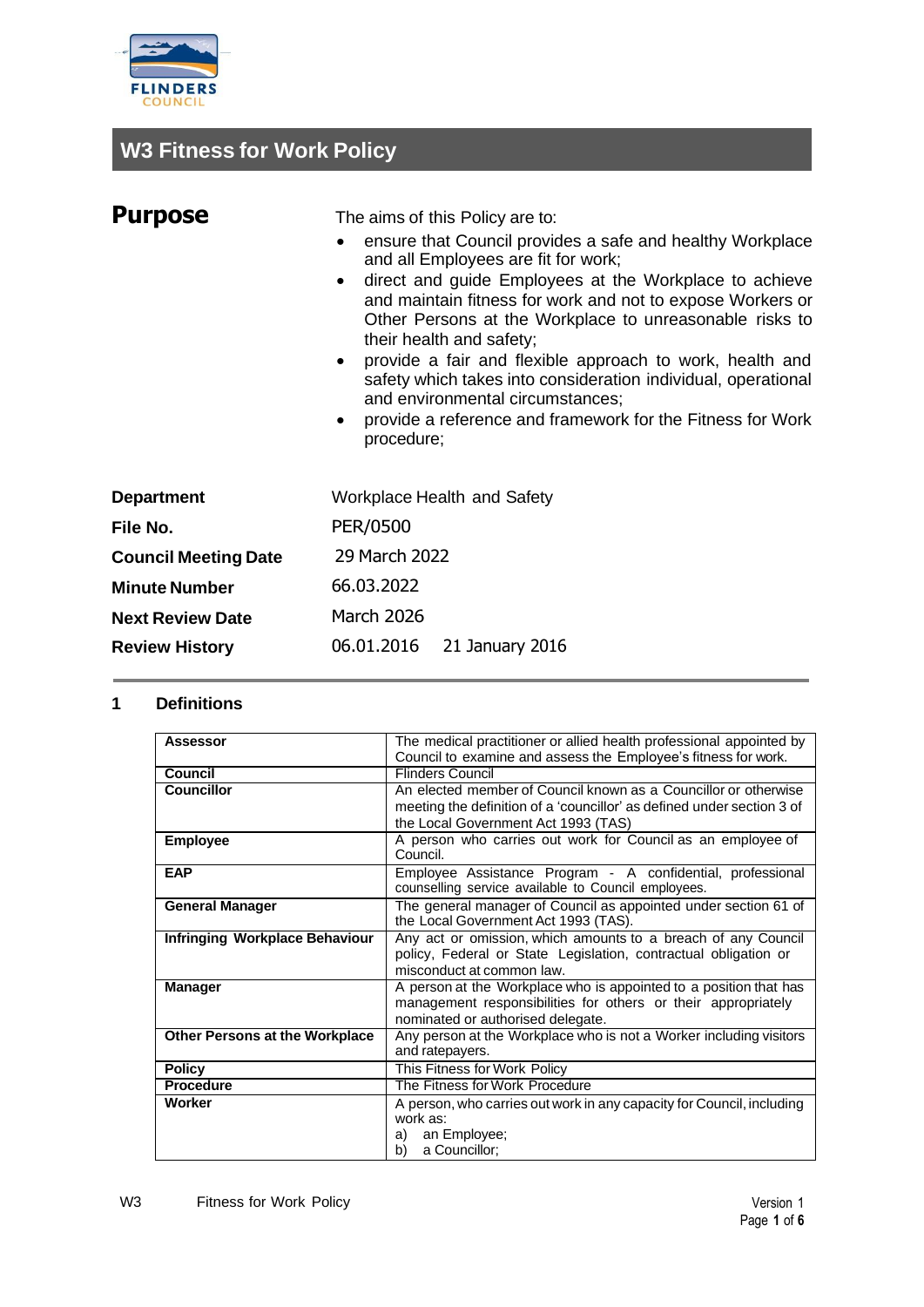FLINDERS COUNCIL

# W3 Fitness for Work Policy

## Purpose

The aims of this Policy are to:

- ensure that Council provides a safe and healthy Workplace and all Employees are fit for work;
- direct and guide Employees at the Workplace to achieve and maintain fitness for work and not to expose Workers or Other Persons at the Workplace to unreasonable risks to their health and safety;
- provide a fair and flexible approach to work, health and safety which takes into consideration individual, operational and environmental circumstances;
- provide a reference and framework for the Fitness for Work procedure;

| | |
|---|---|
| **Department** | Workplace Health and Safety |
| **File No.** | PER/0500 |
| **Council Meeting Date** | 29 March 2022 |
| **Minute Number** | 66.03.2022 |
| **Next Review Date** | March 2026 |
| **Review History** | 06.01.2016 21 January 2016 |

## 1 Definitions

| | |
|---|---|
| **Assessor** | The medical practitioner or allied health professional appointed by Council to examine and assess the Employee's fitness for work. |
| **Council** | Flinders Council |
| **Councillor** | An elected member of Council known as a Councillor or otherwise meeting the definition of a 'councillor' as defined under section 3 of the Local Government Act 1993 (TAS) |
| **Employee** | A person who carries out work for Council as an employee of Council. |
| **EAP** | Employee Assistance Program - A confidential, professional counselling service available to Council employees. |
| **General Manager** | The general manager of Council as appointed under section 61 of the Local Government Act 1993 (TAS). |
| **Infringing Workplace Behaviour** | Any act or omission, which amounts to a breach of any Council policy, Federal or State Legislation, contractual obligation or misconduct at common law. |
| **Manager** | A person at the Workplace who is appointed to a position that has management responsibilities for others or their appropriately nominated or authorised delegate. |
| **Other Persons at the Workplace** | Any person at the Workplace who is not a Worker including visitors and ratepayers. |
| **Policy** | This Fitness for Work Policy |
| **Procedure** | The Fitness for Work Procedure |
| **Worker** | A person, who carries out work in any capacity for Council, including work as:<br>a) an Employee;<br>b) a Councillor; |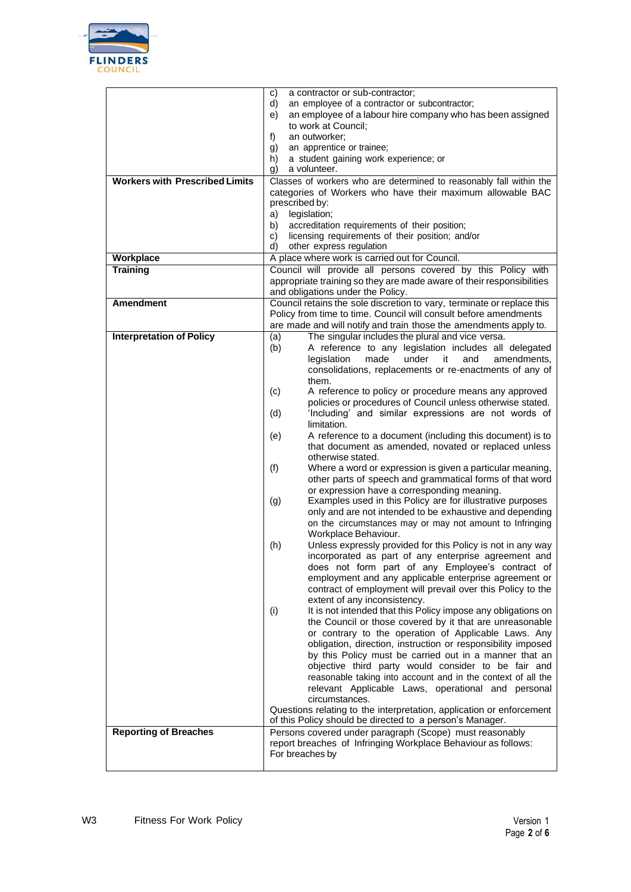| | |
|---|---|
| | c) a contractor or sub-contractor;<br>d) an employee of a contractor or subcontractor;<br>e) an employee of a labour hire company who has been assigned to work at Council;<br>f) an outworker;<br>g) an apprentice or trainee;<br>h) a student gaining work experience; or<br>g) a volunteer. |
| **Workers with Prescribed Limits** | Classes of workers who are determined to reasonably fall within the categories of Workers who have their maximum allowable BAC prescribed by:<br>a) legislation;<br>b) accreditation requirements of their position;<br>c) licensing requirements of their position; and/or<br>d) other express regulation |
| **Workplace** | A place where work is carried out for Council. |
| **Training** | Council will provide all persons covered by this Policy with appropriate training so they are made aware of their responsibilities and obligations under the Policy. |
| **Amendment** | Council retains the sole discretion to vary, terminate or replace this Policy from time to time. Council will consult before amendments are made and will notify and train those the amendments apply to. |
| **Interpretation of Policy** | (a) The singular includes the plural and vice versa.<br>(b) A reference to any legislation includes all delegated legislation made under it and amendments, consolidations, replacements or re-enactments of any of them.<br>(c) A reference to policy or procedure means any approved policies or procedures of Council unless otherwise stated.<br>(d) 'Including' and similar expressions are not words of limitation.<br>(e) A reference to a document (including this document) is to that document as amended, novated or replaced unless otherwise stated.<br>(f) Where a word or expression is given a particular meaning, other parts of speech and grammatical forms of that word or expression have a corresponding meaning.<br>(g) Examples used in this Policy are for illustrative purposes only and are not intended to be exhaustive and depending on the circumstances may or may not amount to Infringing Workplace Behaviour.<br>(h) Unless expressly provided for this Policy is not in any way incorporated as part of any enterprise agreement and does not form part of any Employee's contract of employment and any applicable enterprise agreement or contract of employment will prevail over this Policy to the extent of any inconsistency.<br>(i) It is not intended that this Policy impose any obligations on the Council or those covered by it that are unreasonable or contrary to the operation of Applicable Laws. Any obligation, direction, instruction or responsibility imposed by this Policy must be carried out in a manner that an objective third party would consider to be fair and reasonable taking into account and in the context of all the relevant Applicable Laws, operational and personal circumstances.<br>Questions relating to the interpretation, application or enforcement of this Policy should be directed to a person's Manager. |
| **Reporting of Breaches** | Persons covered under paragraph (Scope) must reasonably report breaches of Infringing Workplace Behaviour as follows:<br>For breaches by |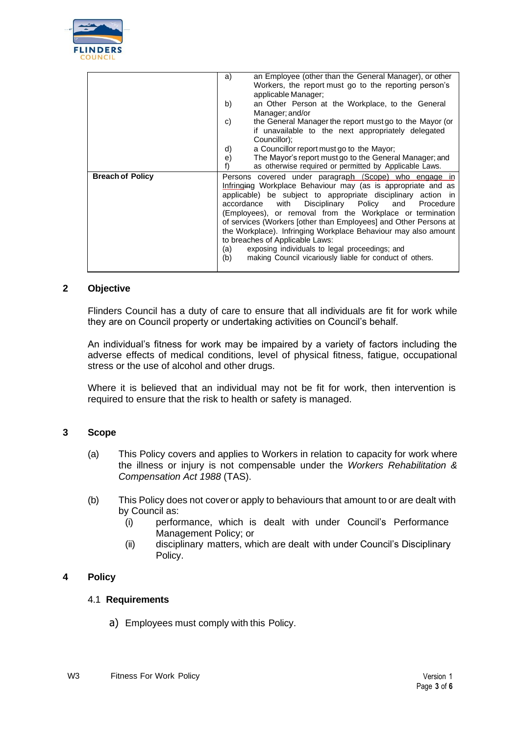| | |
|---|---|
| | a) an Employee (other than the General Manager), or other Workers, the report must go to the reporting person's applicable Manager;<br>b) an Other Person at the Workplace, to the General Manager; and/or<br>c) the General Manager the report must go to the Mayor (or if unavailable to the next appropriately delegated Councillor);<br>d) a Councillor report must go to the Mayor;<br>e) The Mayor's report must go to the General Manager; and<br>f) as otherwise required or permitted by Applicable Laws. |
| **Breach of Policy** | Persons covered under paragraph (Scope) who engage in Infringing Workplace Behaviour may (as is appropriate and as applicable) be subject to appropriate disciplinary action in accordance with Disciplinary Policy and Procedure (Employees), or removal from the Workplace or termination of services (Workers [other than Employees] and Other Persons at the Workplace). Infringing Workplace Behaviour may also amount to breaches of Applicable Laws:<br>(a) exposing individuals to legal proceedings; and<br>(b) making Council vicariously liable for conduct of others. |

## 2 Objective

Flinders Council has a duty of care to ensure that all individuals are fit for work while they are on Council property or undertaking activities on Council's behalf.

An individual's fitness for work may be impaired by a variety of factors including the adverse effects of medical conditions, level of physical fitness, fatigue, occupational stress or the use of alcohol and other drugs.

Where it is believed that an individual may not be fit for work, then intervention is required to ensure that the risk to health or safety is managed.

## 3 Scope

(a) This Policy covers and applies to Workers in relation to capacity for work where the illness or injury is not compensable under the *Workers Rehabilitation & Compensation Act 1988* (TAS).

(b) This Policy does not cover or apply to behaviours that amount to or are dealt with by Council as:
   - (i) performance, which is dealt with under Council's Performance Management Policy; or
   - (ii) disciplinary matters, which are dealt with under Council's Disciplinary Policy.

## 4 Policy

### 4.1 Requirements

a) Employees must comply with this Policy.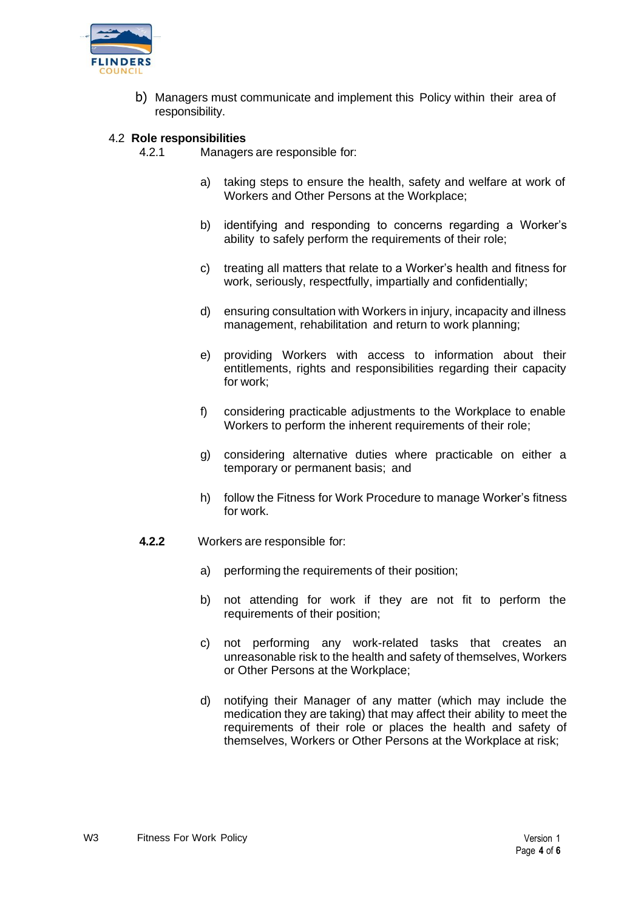b) Managers must communicate and implement this Policy within their area of responsibility.

## 4.2 Role responsibilities

4.2.1 Managers are responsible for:

a) taking steps to ensure the health, safety and welfare at work of Workers and Other Persons at the Workplace;

b) identifying and responding to concerns regarding a Worker's ability to safely perform the requirements of their role;

c) treating all matters that relate to a Worker's health and fitness for work, seriously, respectfully, impartially and confidentially;

d) ensuring consultation with Workers in injury, incapacity and illness management, rehabilitation and return to work planning;

e) providing Workers with access to information about their entitlements, rights and responsibilities regarding their capacity for work;

f) considering practicable adjustments to the Workplace to enable Workers to perform the inherent requirements of their role;

g) considering alternative duties where practicable on either a temporary or permanent basis; and

h) follow the Fitness for Work Procedure to manage Worker's fitness for work.

**4.2.2** Workers are responsible for:

a) performing the requirements of their position;

b) not attending for work if they are not fit to perform the requirements of their position;

c) not performing any work-related tasks that creates an unreasonable risk to the health and safety of themselves, Workers or Other Persons at the Workplace;

d) notifying their Manager of any matter (which may include the medication they are taking) that may affect their ability to meet the requirements of their role or places the health and safety of themselves, Workers or Other Persons at the Workplace at risk;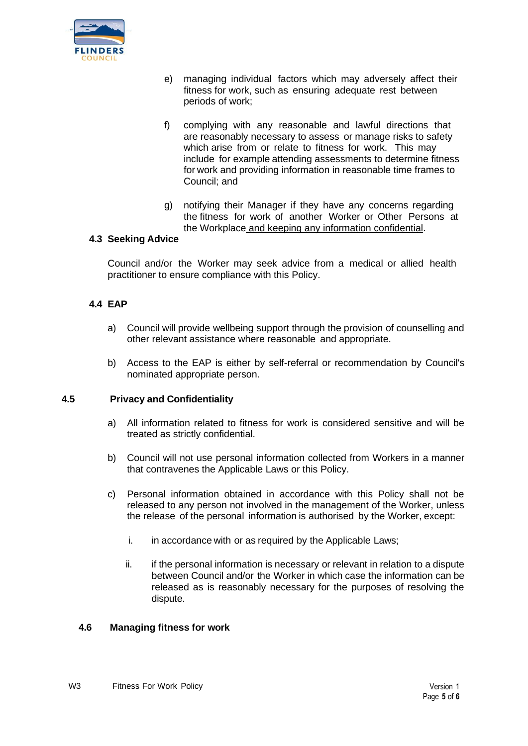e) managing individual factors which may adversely affect their fitness for work, such as ensuring adequate rest between periods of work;

f) complying with any reasonable and lawful directions that are reasonably necessary to assess or manage risks to safety which arise from or relate to fitness for work. This may include for example attending assessments to determine fitness for work and providing information in reasonable time frames to Council; and

g) notifying their Manager if they have any concerns regarding the fitness for work of another Worker or Other Persons at the Workplace and keeping any information confidential.

### 4.3 Seeking Advice

Council and/or the Worker may seek advice from a medical or allied health practitioner to ensure compliance with this Policy.

### 4.4 EAP

a) Council will provide wellbeing support through the provision of counselling and other relevant assistance where reasonable and appropriate.

b) Access to the EAP is either by self-referral or recommendation by Council's nominated appropriate person.

### 4.5 Privacy and Confidentiality

a) All information related to fitness for work is considered sensitive and will be treated as strictly confidential.

b) Council will not use personal information collected from Workers in a manner that contravenes the Applicable Laws or this Policy.

c) Personal information obtained in accordance with this Policy shall not be released to any person not involved in the management of the Worker, unless the release of the personal information is authorised by the Worker, except:

   i. in accordance with or as required by the Applicable Laws;

   ii. if the personal information is necessary or relevant in relation to a dispute between Council and/or the Worker in which case the information can be released as is reasonably necessary for the purposes of resolving the dispute.

### 4.6 Managing fitness for work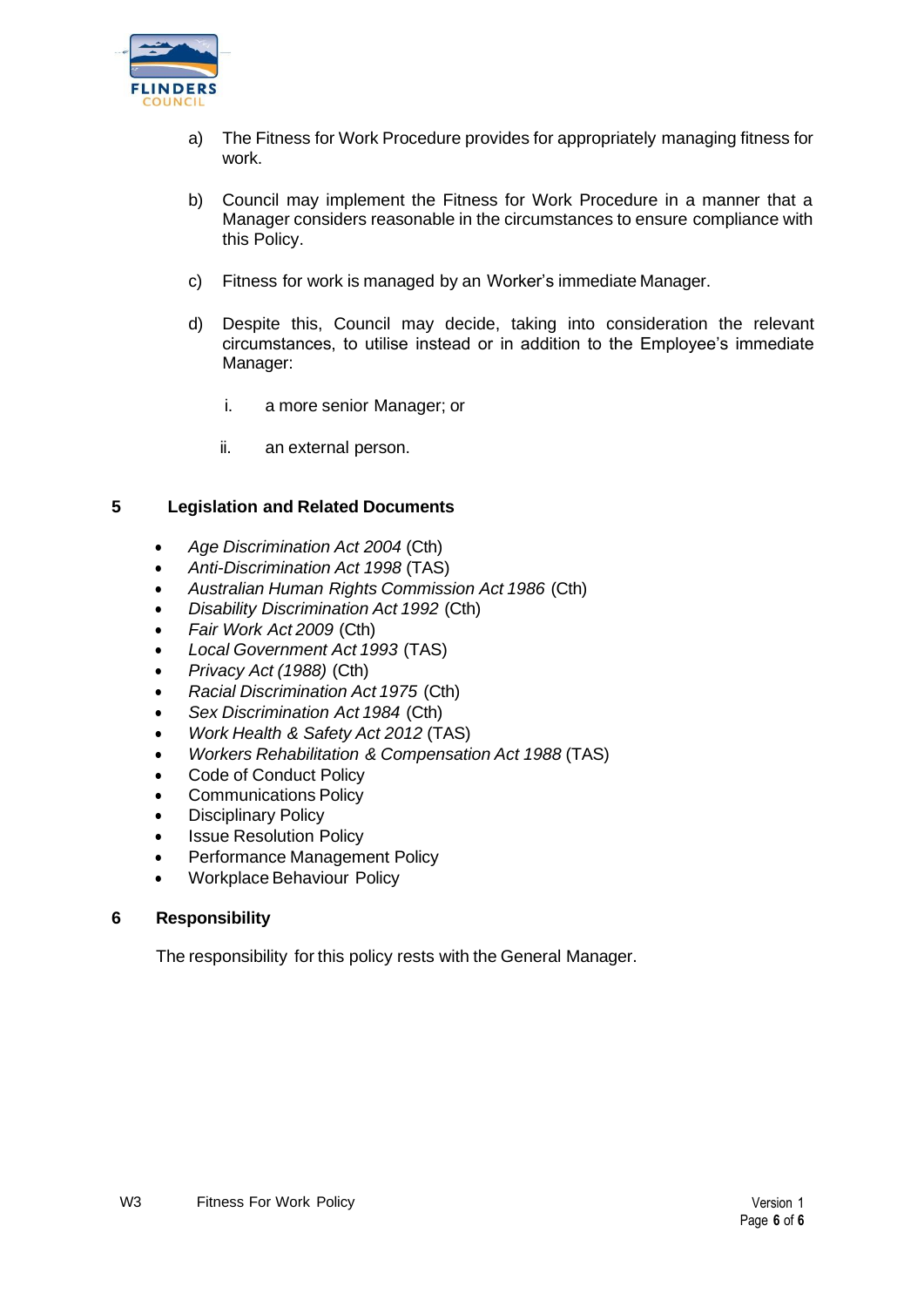a) The Fitness for Work Procedure provides for appropriately managing fitness for work.

b) Council may implement the Fitness for Work Procedure in a manner that a Manager considers reasonable in the circumstances to ensure compliance with this Policy.

c) Fitness for work is managed by an Worker's immediate Manager.

d) Despite this, Council may decide, taking into consideration the relevant circumstances, to utilise instead or in addition to the Employee's immediate Manager:

   i. a more senior Manager; or

   ii. an external person.

## 5 Legislation and Related Documents

- *Age Discrimination Act 2004* (Cth)
- *Anti-Discrimination Act 1998* (TAS)
- *Australian Human Rights Commission Act 1986* (Cth)
- *Disability Discrimination Act 1992* (Cth)
- *Fair Work Act 2009* (Cth)
- *Local Government Act 1993* (TAS)
- *Privacy Act (1988)* (Cth)
- *Racial Discrimination Act 1975* (Cth)
- *Sex Discrimination Act 1984* (Cth)
- *Work Health & Safety Act 2012* (TAS)
- *Workers Rehabilitation & Compensation Act 1988* (TAS)
- Code of Conduct Policy
- Communications Policy
- Disciplinary Policy
- Issue Resolution Policy
- Performance Management Policy
- Workplace Behaviour Policy

## 6 Responsibility

The responsibility for this policy rests with the General Manager.